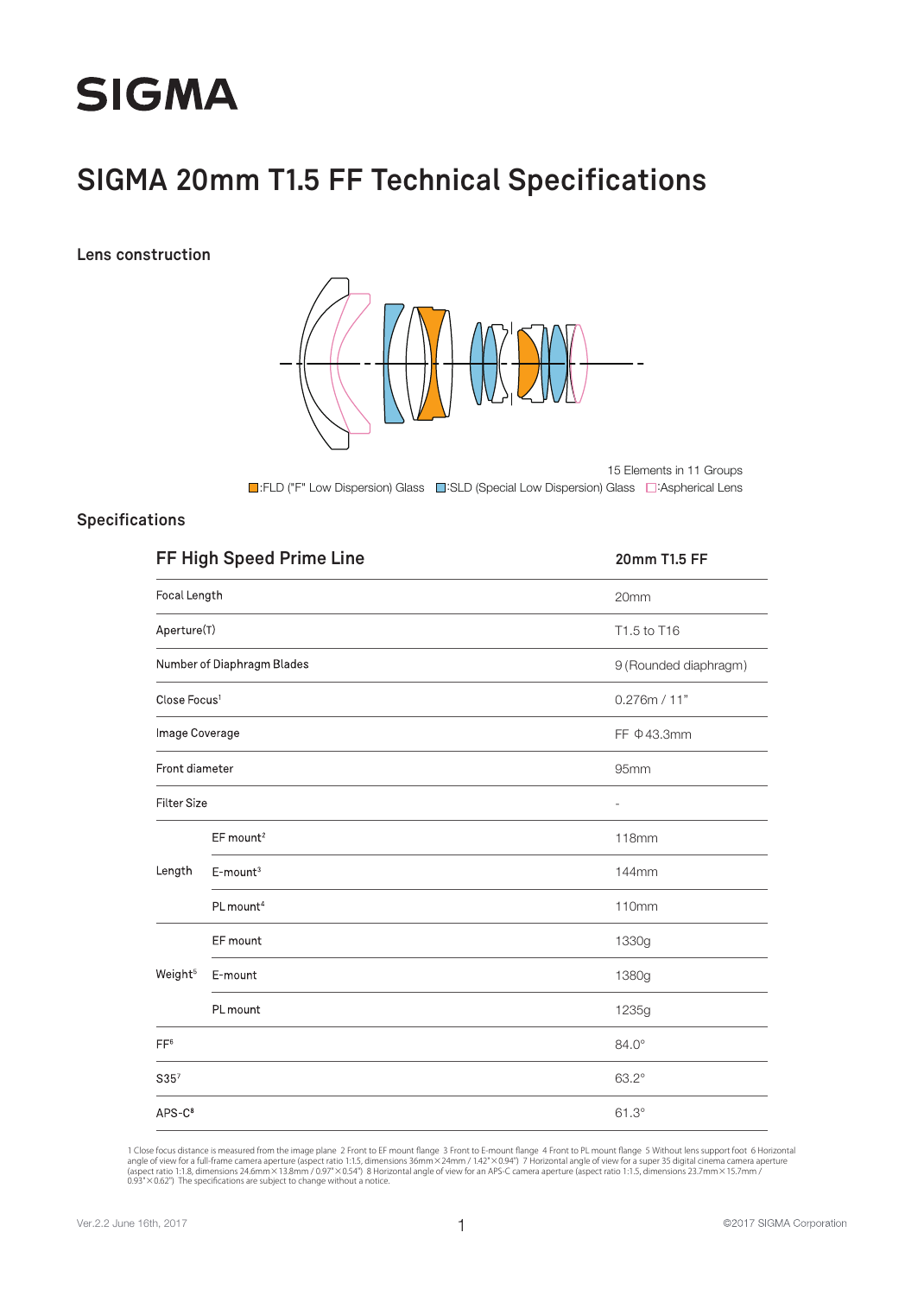# SIGMA

## SIGMA 20mm T1.5 FF Technical Specifications

### Lens construction

15 Elements in 11 Groups

■:FLD ("F" Low Dispersion) Glass ■:SLD (Special Low Dispersion) Glass □:Aspherical Lens

### Specifications

| FF High Speed Prime Line | | 20mm T1.5 FF |
|---|---|---|
| Focal Length | | 20mm |
| Aperture(T) | | T1.5 to T16 |
| Number of Diaphragm Blades | | 9 (Rounded diaphragm) |
| Close Focus[1] | | 0.276m / 11" |
| Image Coverage | | FF Φ43.3mm |
| Front diameter | | 95mm |
| Filter Size | | - |
| Length | EF mount[2] | 118mm |
| | E-mount[3] | 144mm |
| | PL mount[4] | 110mm |
| Weight[5] | EF mount | 1330g |
| | E-mount | 1380g |
| | PL mount | 1235g |
| FF[6] | | 84.0° |
| S35[7] | | 63.2° |
| APS-C[8] | | 61.3° |

1 Close focus distance is measured from the image plane 2 Front to EF mount flange 3 Front to E-mount flange 4 Front to PL mount flange 5 Without lens support foot 6 Horizontal angle of view for a full-frame camera aperture (aspect ratio 1:1.5, dimensions 36mm×24mm / 1.42"×0.94") 7 Horizontal angle of view for a super 35 digital cinema camera aperture (aspect ratio 1:1.8, dimensions 24.6mm×13.8mm / 0.97"×0.54") 8 Horizontal angle of view for an APS-C camera aperture (aspect ratio 1:1.5, dimensions 23.7mm×15.7mm / 0.93"×0.62") The specifications are subject to change without a notice.

Ver.2.2 June 16th, 2017

©2017 SIGMA Corporation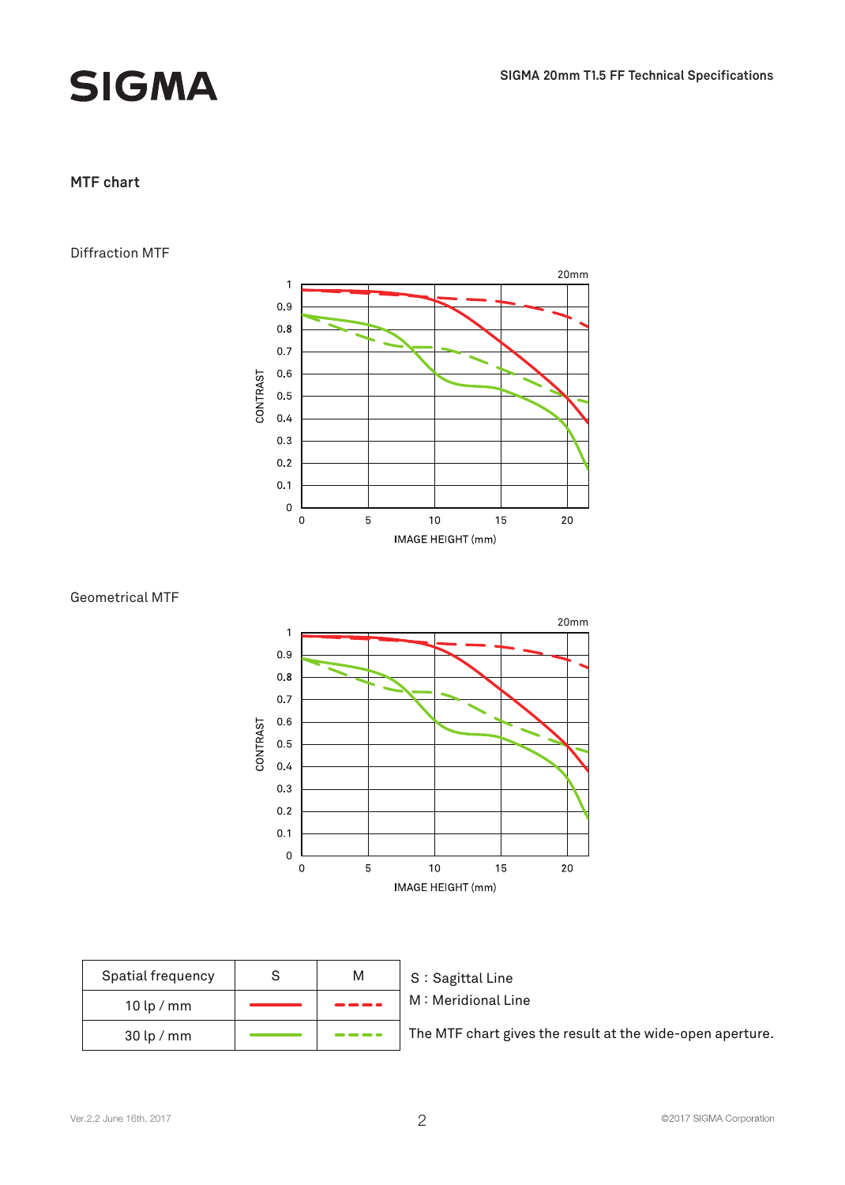## MTF chart

### Diffraction MTF

### Geometrical MTF

| Spatial frequency | S | M |
|---|---|---|
| 10 lp / mm | ▬▬ (red solid) | ‑ ‑ ‑ (red dashed) |
| 30 lp / mm | ▬▬ (green solid) | ‑ ‑ ‑ (green dashed) |

S : Sagittal Line

M : Meridional Line

The MTF chart gives the result at the wide-open aperture.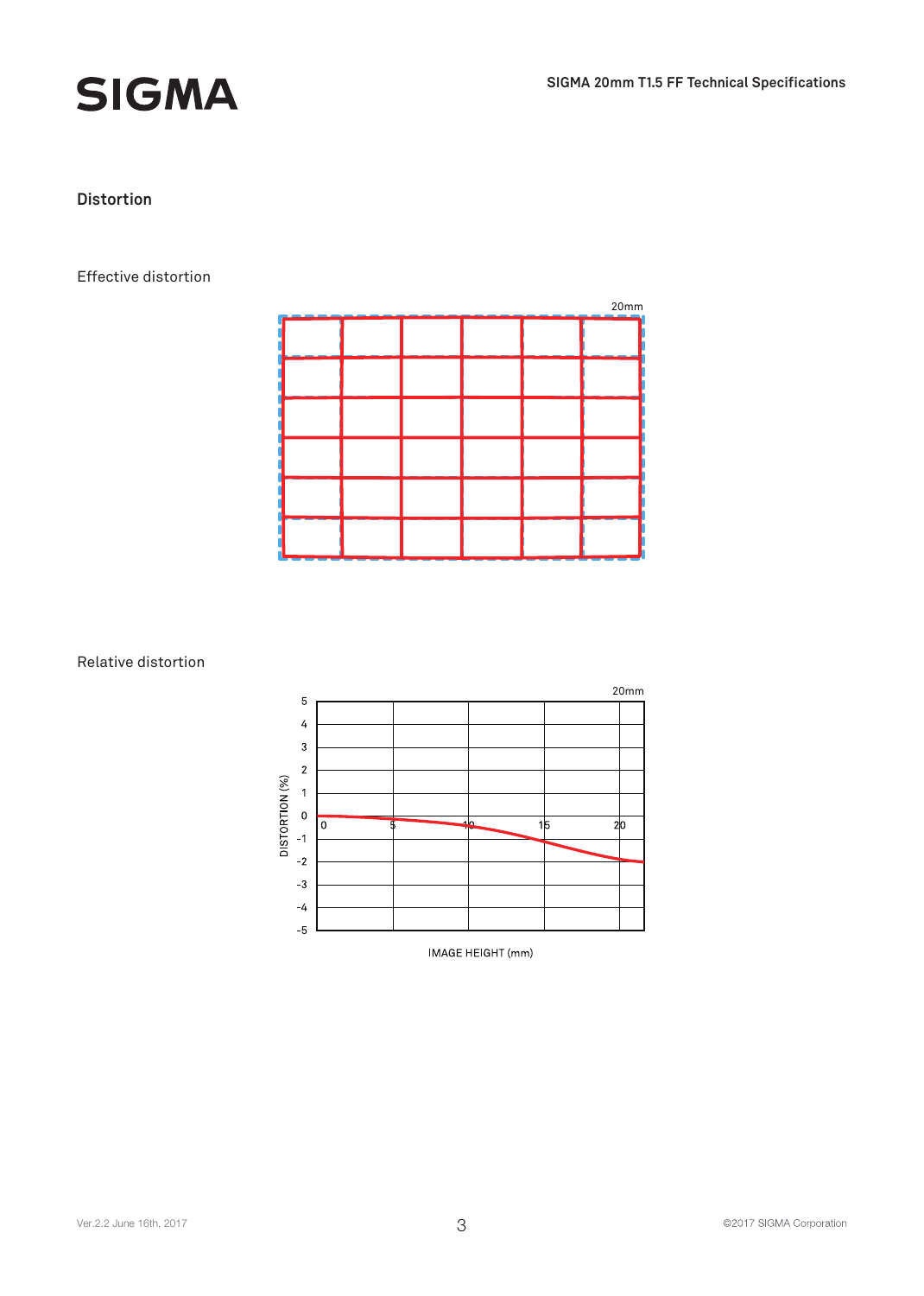## Distortion

Effective distortion

20mm

Relative distortion

20mm

DISTORTION (%)

IMAGE HEIGHT (mm)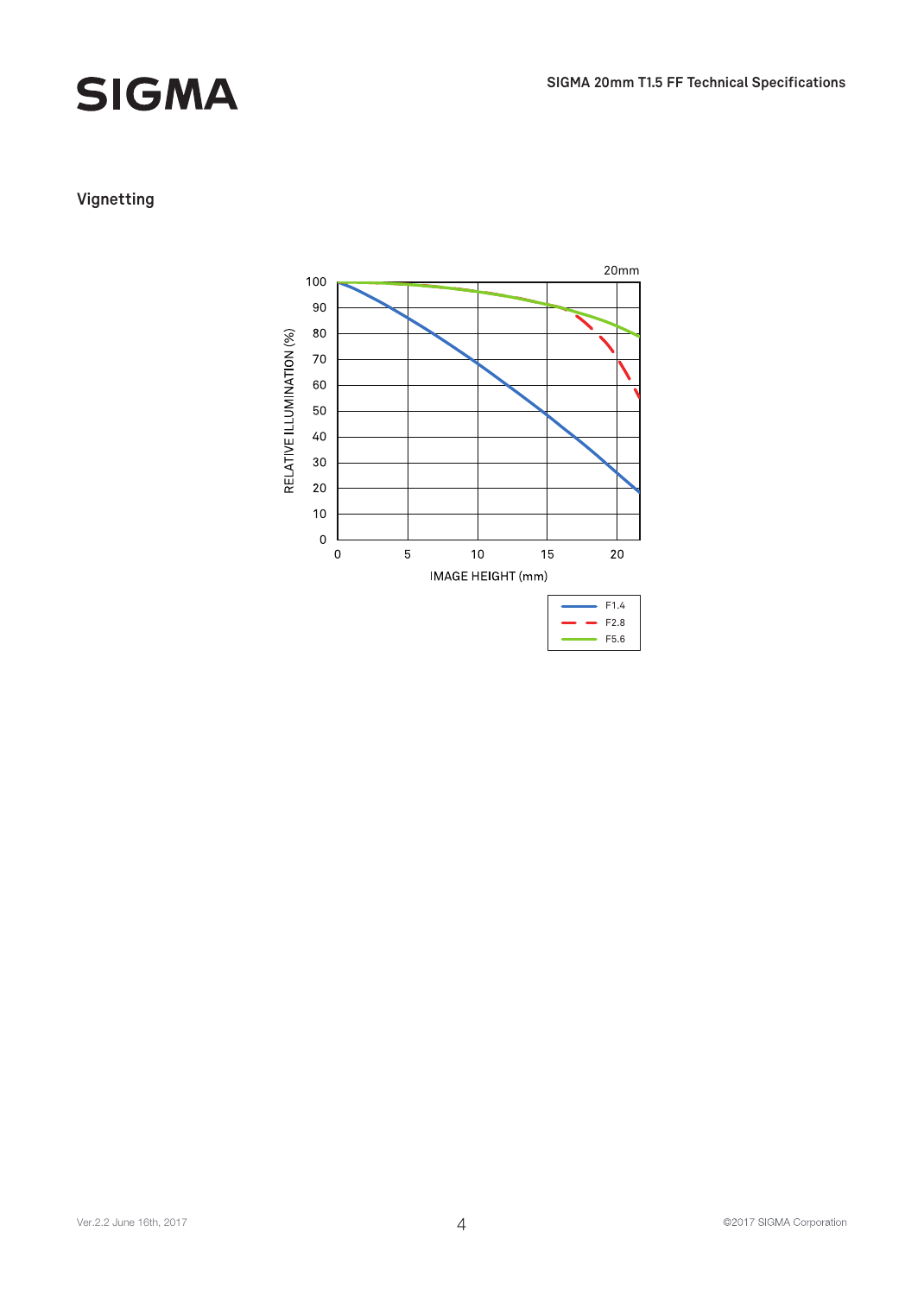## Vignetting

20mm

RELATIVE ILLUMINATION (%)

100
90
80
70
60
50
40
30
20
10
0

0
5
10
15
20

IMAGE HEIGHT (mm)

F1.4
F2.8
F5.6